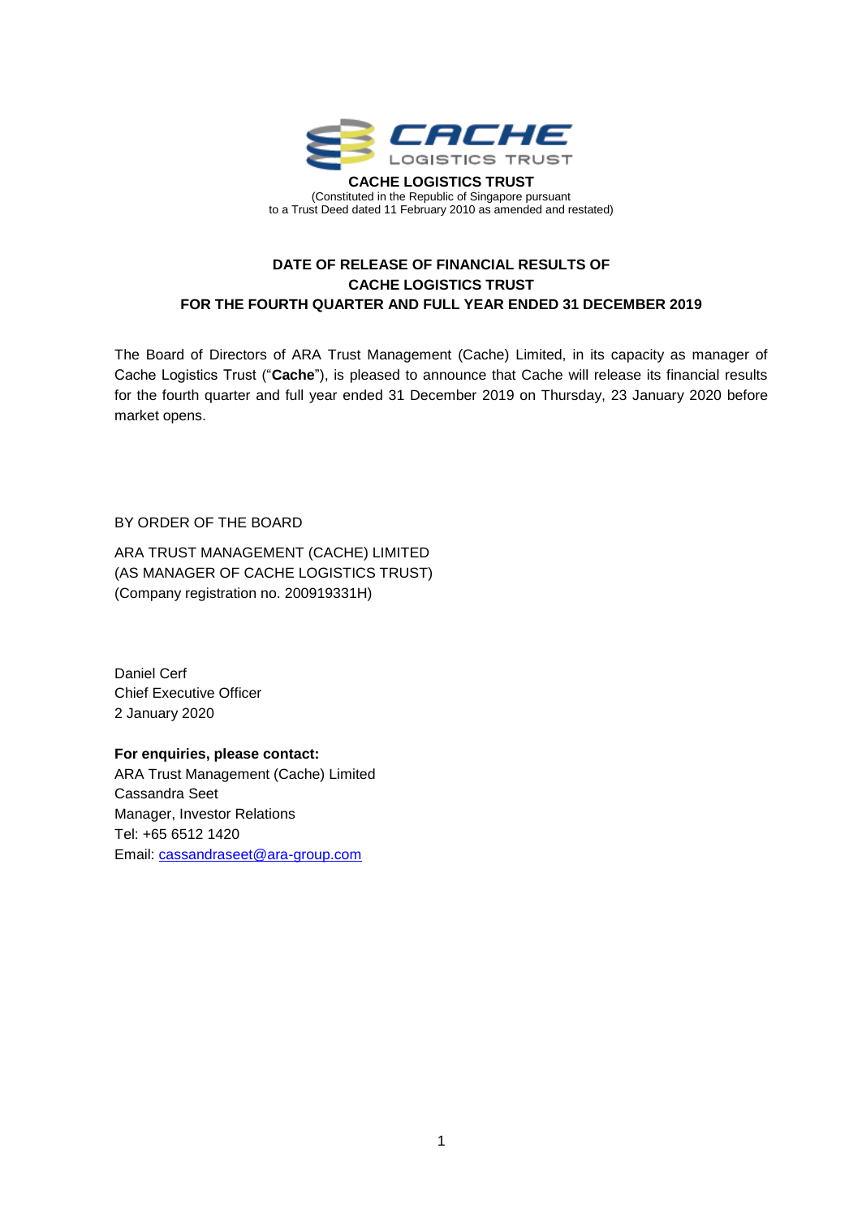**CACHE LOGISTICS TRUST**

(Constituted in the Republic of Singapore pursuant
to a Trust Deed dated 11 February 2010 as amended and restated)

## DATE OF RELEASE OF FINANCIAL RESULTS OF CACHE LOGISTICS TRUST FOR THE FOURTH QUARTER AND FULL YEAR ENDED 31 DECEMBER 2019

The Board of Directors of ARA Trust Management (Cache) Limited, in its capacity as manager of Cache Logistics Trust ("**Cache**"), is pleased to announce that Cache will release its financial results for the fourth quarter and full year ended 31 December 2019 on Thursday, 23 January 2020 before market opens.

BY ORDER OF THE BOARD

ARA TRUST MANAGEMENT (CACHE) LIMITED
(AS MANAGER OF CACHE LOGISTICS TRUST)
(Company registration no. 200919331H)

Daniel Cerf
Chief Executive Officer
2 January 2020

**For enquiries, please contact:**
ARA Trust Management (Cache) Limited
Cassandra Seet
Manager, Investor Relations
Tel: +65 6512 1420
Email: cassandraseet@ara-group.com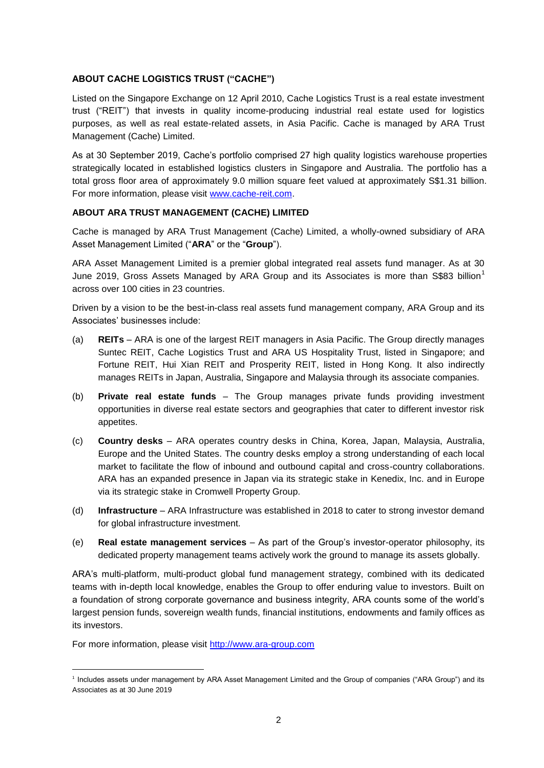## ABOUT CACHE LOGISTICS TRUST ("CACHE")

Listed on the Singapore Exchange on 12 April 2010, Cache Logistics Trust is a real estate investment trust ("REIT") that invests in quality income-producing industrial real estate used for logistics purposes, as well as real estate-related assets, in Asia Pacific. Cache is managed by ARA Trust Management (Cache) Limited.

As at 30 September 2019, Cache's portfolio comprised 27 high quality logistics warehouse properties strategically located in established logistics clusters in Singapore and Australia. The portfolio has a total gross floor area of approximately 9.0 million square feet valued at approximately S$1.31 billion. For more information, please visit www.cache-reit.com.

## ABOUT ARA TRUST MANAGEMENT (CACHE) LIMITED

Cache is managed by ARA Trust Management (Cache) Limited, a wholly-owned subsidiary of ARA Asset Management Limited ("**ARA**" or the "**Group**").

ARA Asset Management Limited is a premier global integrated real assets fund manager. As at 30 June 2019, Gross Assets Managed by ARA Group and its Associates is more than S$83 billion[1] across over 100 cities in 23 countries.

Driven by a vision to be the best-in-class real assets fund management company, ARA Group and its Associates' businesses include:

(a) **REITs** – ARA is one of the largest REIT managers in Asia Pacific. The Group directly manages Suntec REIT, Cache Logistics Trust and ARA US Hospitality Trust, listed in Singapore; and Fortune REIT, Hui Xian REIT and Prosperity REIT, listed in Hong Kong. It also indirectly manages REITs in Japan, Australia, Singapore and Malaysia through its associate companies.

(b) **Private real estate funds** – The Group manages private funds providing investment opportunities in diverse real estate sectors and geographies that cater to different investor risk appetites.

(c) **Country desks** – ARA operates country desks in China, Korea, Japan, Malaysia, Australia, Europe and the United States. The country desks employ a strong understanding of each local market to facilitate the flow of inbound and outbound capital and cross-country collaborations. ARA has an expanded presence in Japan via its strategic stake in Kenedix, Inc. and in Europe via its strategic stake in Cromwell Property Group.

(d) **Infrastructure** – ARA Infrastructure was established in 2018 to cater to strong investor demand for global infrastructure investment.

(e) **Real estate management services** – As part of the Group's investor-operator philosophy, its dedicated property management teams actively work the ground to manage its assets globally.

ARA's multi-platform, multi-product global fund management strategy, combined with its dedicated teams with in-depth local knowledge, enables the Group to offer enduring value to investors. Built on a foundation of strong corporate governance and business integrity, ARA counts some of the world's largest pension funds, sovereign wealth funds, financial institutions, endowments and family offices as its investors.

For more information, please visit http://www.ara-group.com

---

[1] Includes assets under management by ARA Asset Management Limited and the Group of companies ("ARA Group") and its Associates as at 30 June 2019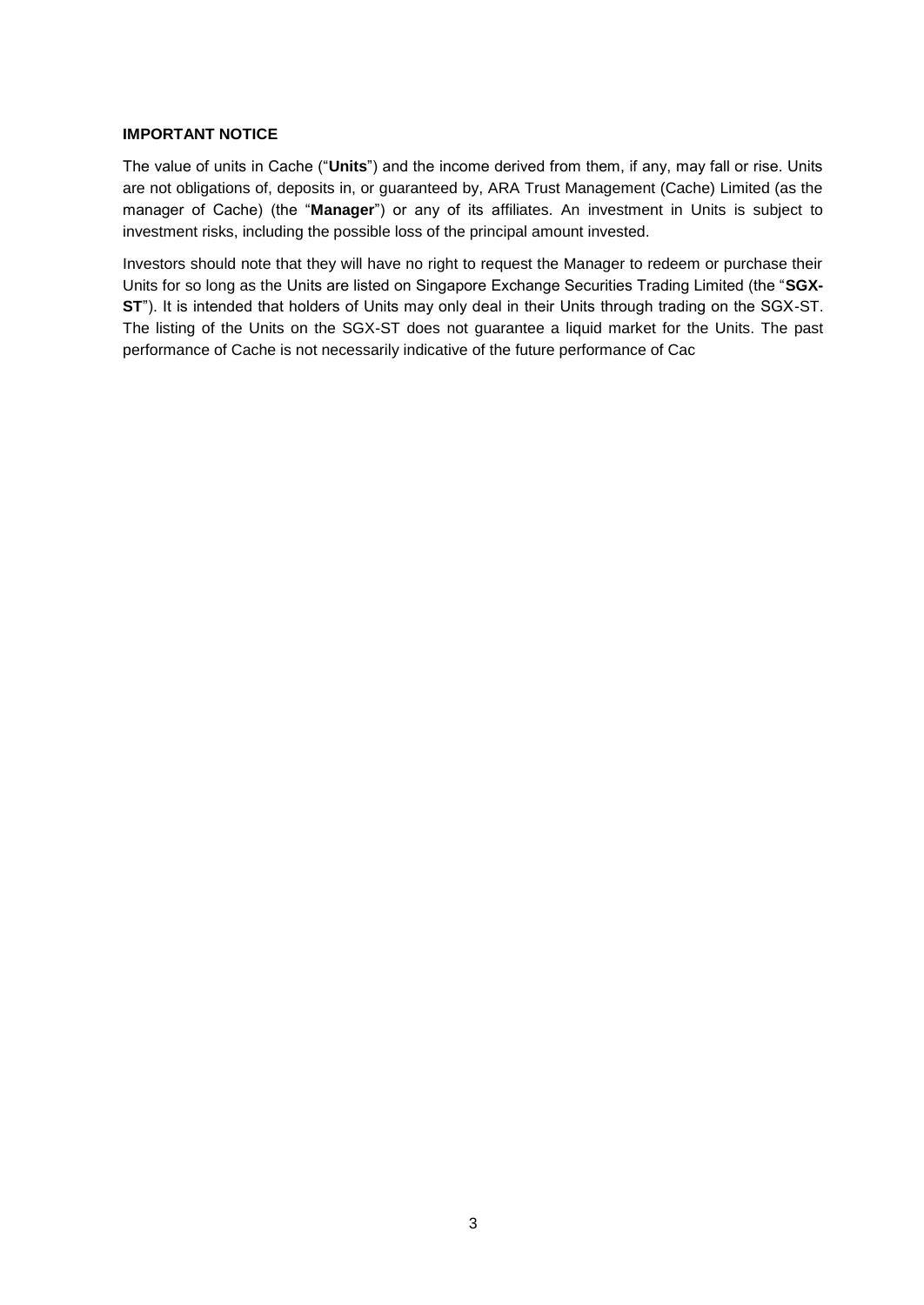**IMPORTANT NOTICE**

The value of units in Cache ("**Units**") and the income derived from them, if any, may fall or rise. Units are not obligations of, deposits in, or guaranteed by, ARA Trust Management (Cache) Limited (as the manager of Cache) (the "**Manager**") or any of its affiliates. An investment in Units is subject to investment risks, including the possible loss of the principal amount invested.

Investors should note that they will have no right to request the Manager to redeem or purchase their Units for so long as the Units are listed on Singapore Exchange Securities Trading Limited (the "**SGX-ST**"). It is intended that holders of Units may only deal in their Units through trading on the SGX-ST. The listing of the Units on the SGX-ST does not guarantee a liquid market for the Units. The past performance of Cache is not necessarily indicative of the future performance of Cac